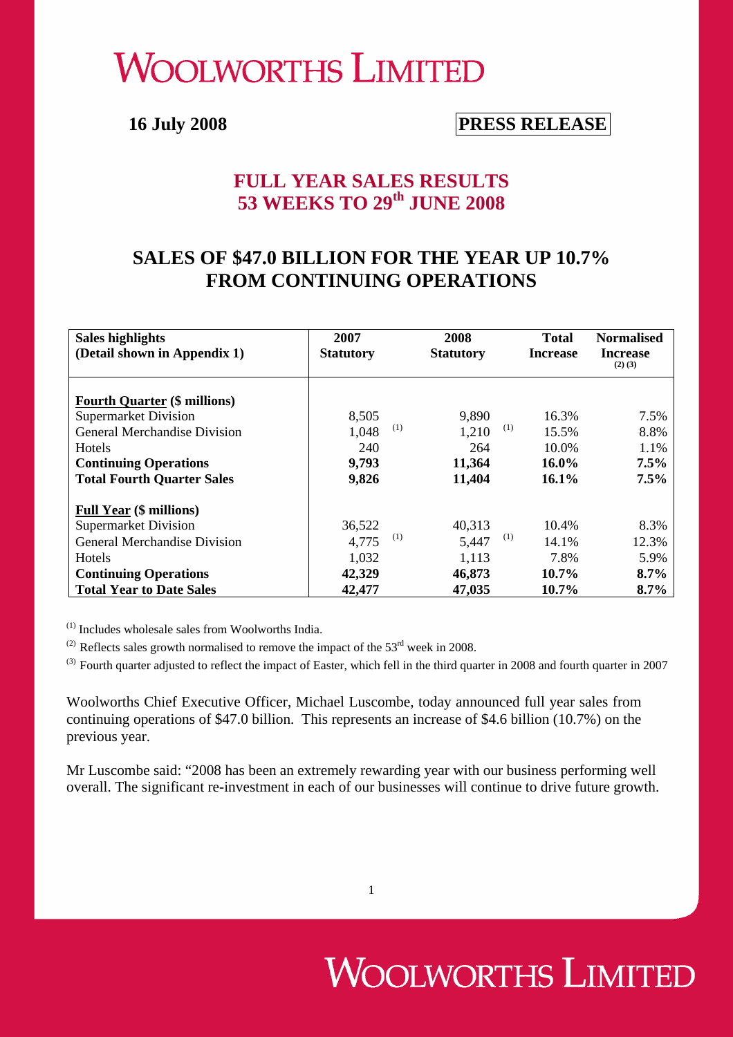# WOOLWORTHS LIMITED

**16 July 2008**

**PRESS RELEASE**

## FULL YEAR SALES RESULTS
## 53 WEEKS TO 29th JUNE 2008

## SALES OF $47.0 BILLION FOR THE YEAR UP 10.7% FROM CONTINUING OPERATIONS

| **Sales highlights (Detail shown in Appendix 1)** | **2007 Statutory** | **2008 Statutory** | **Total Increase** | **Normalised Increase** [(2) (3)] |
|---|---|---|---|---|
| **Fourth Quarter ($ millions)** | | | | |
| Supermarket Division | 8,505 | 9,890 | 16.3% | 7.5% |
| General Merchandise Division | 1,048 [(1)] | 1,210 [(1)] | 15.5% | 8.8% |
| Hotels | 240 | 264 | 10.0% | 1.1% |
| **Continuing Operations** | **9,793** | **11,364** | **16.0%** | **7.5%** |
| **Total Fourth Quarter Sales** | **9,826** | **11,404** | **16.1%** | **7.5%** |
| **Full Year ($ millions)** | | | | |
| Supermarket Division | 36,522 | 40,313 | 10.4% | 8.3% |
| General Merchandise Division | 4,775 [(1)] | 5,447 [(1)] | 14.1% | 12.3% |
| Hotels | 1,032 | 1,113 | 7.8% | 5.9% |
| **Continuing Operations** | **42,329** | **46,873** | **10.7%** | **8.7%** |
| **Total Year to Date Sales** | **42,477** | **47,035** | **10.7%** | **8.7%** |

(1) Includes wholesale sales from Woolworths India.

(2) Reflects sales growth normalised to remove the impact of the 53rd week in 2008.

(3) Fourth quarter adjusted to reflect the impact of Easter, which fell in the third quarter in 2008 and fourth quarter in 2007

Woolworths Chief Executive Officer, Michael Luscombe, today announced full year sales from continuing operations of $47.0 billion. This represents an increase of $4.6 billion (10.7%) on the previous year.

Mr Luscombe said: "2008 has been an extremely rewarding year with our business performing well overall. The significant re-investment in each of our businesses will continue to drive future growth.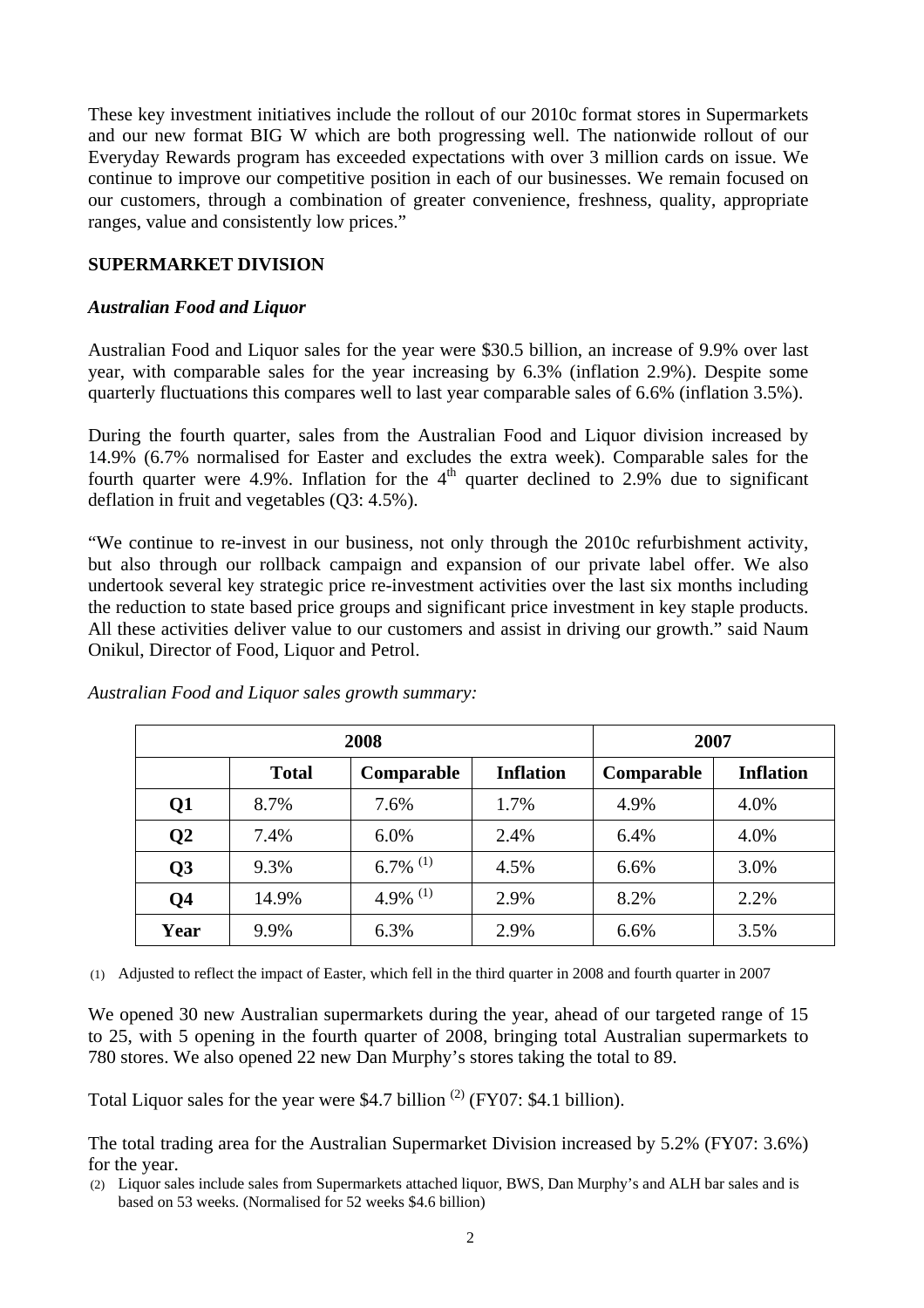These key investment initiatives include the rollout of our 2010c format stores in Supermarkets and our new format BIG W which are both progressing well. The nationwide rollout of our Everyday Rewards program has exceeded expectations with over 3 million cards on issue. We continue to improve our competitive position in each of our businesses. We remain focused on our customers, through a combination of greater convenience, freshness, quality, appropriate ranges, value and consistently low prices."

**SUPERMARKET DIVISION**

***Australian Food and Liquor***

Australian Food and Liquor sales for the year were $30.5 billion, an increase of 9.9% over last year, with comparable sales for the year increasing by 6.3% (inflation 2.9%). Despite some quarterly fluctuations this compares well to last year comparable sales of 6.6% (inflation 3.5%).

During the fourth quarter, sales from the Australian Food and Liquor division increased by 14.9% (6.7% normalised for Easter and excludes the extra week). Comparable sales for the fourth quarter were 4.9%. Inflation for the 4th quarter declined to 2.9% due to significant deflation in fruit and vegetables (Q3: 4.5%).

"We continue to re-invest in our business, not only through the 2010c refurbishment activity, but also through our rollback campaign and expansion of our private label offer. We also undertook several key strategic price re-investment activities over the last six months including the reduction to state based price groups and significant price investment in key staple products. All these activities deliver value to our customers and assist in driving our growth." said Naum Onikul, Director of Food, Liquor and Petrol.

*Australian Food and Liquor sales growth summary:*

| | 2008 | | | 2007 | |
|---|---|---|---|---|---|
| | **Total** | **Comparable** | **Inflation** | **Comparable** | **Inflation** |
| **Q1** | 8.7% | 7.6% | 1.7% | 4.9% | 4.0% |
| **Q2** | 7.4% | 6.0% | 2.4% | 6.4% | 4.0% |
| **Q3** | 9.3% | 6.7% (1) | 4.5% | 6.6% | 3.0% |
| **Q4** | 14.9% | 4.9% (1) | 2.9% | 8.2% | 2.2% |
| **Year** | 9.9% | 6.3% | 2.9% | 6.6% | 3.5% |

(1) Adjusted to reflect the impact of Easter, which fell in the third quarter in 2008 and fourth quarter in 2007

We opened 30 new Australian supermarkets during the year, ahead of our targeted range of 15 to 25, with 5 opening in the fourth quarter of 2008, bringing total Australian supermarkets to 780 stores. We also opened 22 new Dan Murphy's stores taking the total to 89.

Total Liquor sales for the year were $4.7 billion (2) (FY07: $4.1 billion).

The total trading area for the Australian Supermarket Division increased by 5.2% (FY07: 3.6%) for the year.

(2) Liquor sales include sales from Supermarkets attached liquor, BWS, Dan Murphy's and ALH bar sales and is based on 53 weeks. (Normalised for 52 weeks $4.6 billion)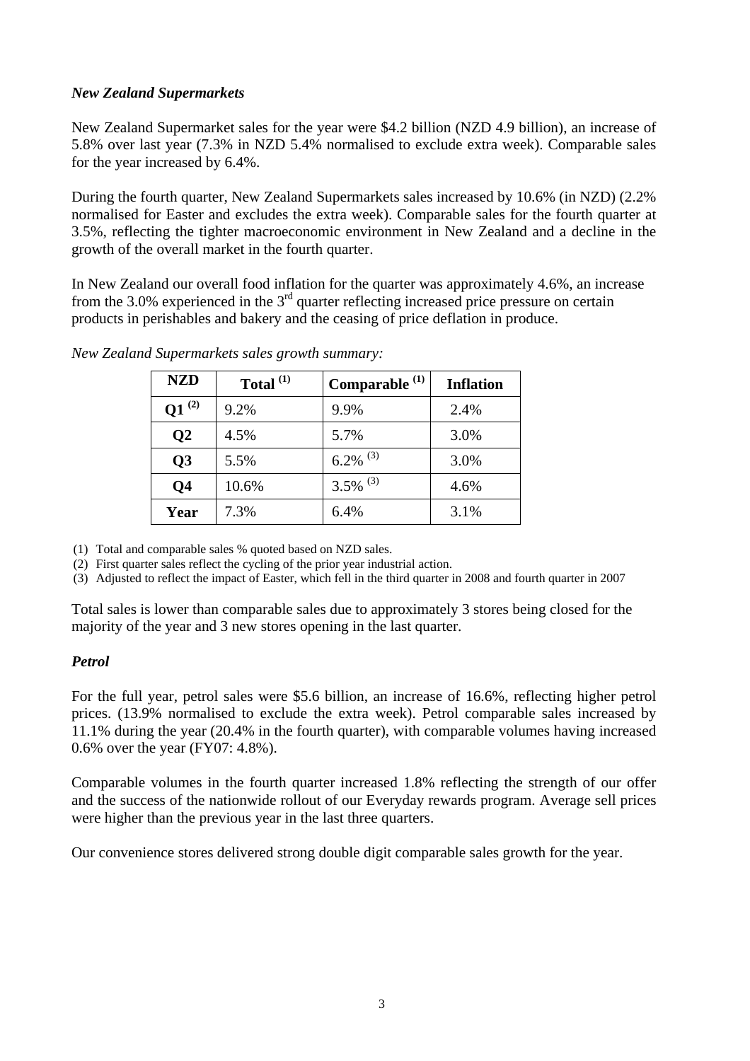### *New Zealand Supermarkets*

New Zealand Supermarket sales for the year were \$4.2 billion (NZD 4.9 billion), an increase of 5.8% over last year (7.3% in NZD 5.4% normalised to exclude extra week). Comparable sales for the year increased by 6.4%.

During the fourth quarter, New Zealand Supermarkets sales increased by 10.6% (in NZD) (2.2% normalised for Easter and excludes the extra week). Comparable sales for the fourth quarter at 3.5%, reflecting the tighter macroeconomic environment in New Zealand and a decline in the growth of the overall market in the fourth quarter.

In New Zealand our overall food inflation for the quarter was approximately 4.6%, an increase from the 3.0% experienced in the 3rd quarter reflecting increased price pressure on certain products in perishables and bakery and the ceasing of price deflation in produce.

*New Zealand Supermarkets sales growth summary:*

| NZD | Total (1) | Comparable (1) | Inflation |
|---|---|---|---|
| Q1 (2) | 9.2% | 9.9% | 2.4% |
| Q2 | 4.5% | 5.7% | 3.0% |
| Q3 | 5.5% | 6.2% (3) | 3.0% |
| Q4 | 10.6% | 3.5% (3) | 4.6% |
| Year | 7.3% | 6.4% | 3.1% |

(1) Total and comparable sales % quoted based on NZD sales.
(2) First quarter sales reflect the cycling of the prior year industrial action.
(3) Adjusted to reflect the impact of Easter, which fell in the third quarter in 2008 and fourth quarter in 2007

Total sales is lower than comparable sales due to approximately 3 stores being closed for the majority of the year and 3 new stores opening in the last quarter.

### *Petrol*

For the full year, petrol sales were \$5.6 billion, an increase of 16.6%, reflecting higher petrol prices. (13.9% normalised to exclude the extra week). Petrol comparable sales increased by 11.1% during the year (20.4% in the fourth quarter), with comparable volumes having increased 0.6% over the year (FY07: 4.8%).

Comparable volumes in the fourth quarter increased 1.8% reflecting the strength of our offer and the success of the nationwide rollout of our Everyday rewards program. Average sell prices were higher than the previous year in the last three quarters.

Our convenience stores delivered strong double digit comparable sales growth for the year.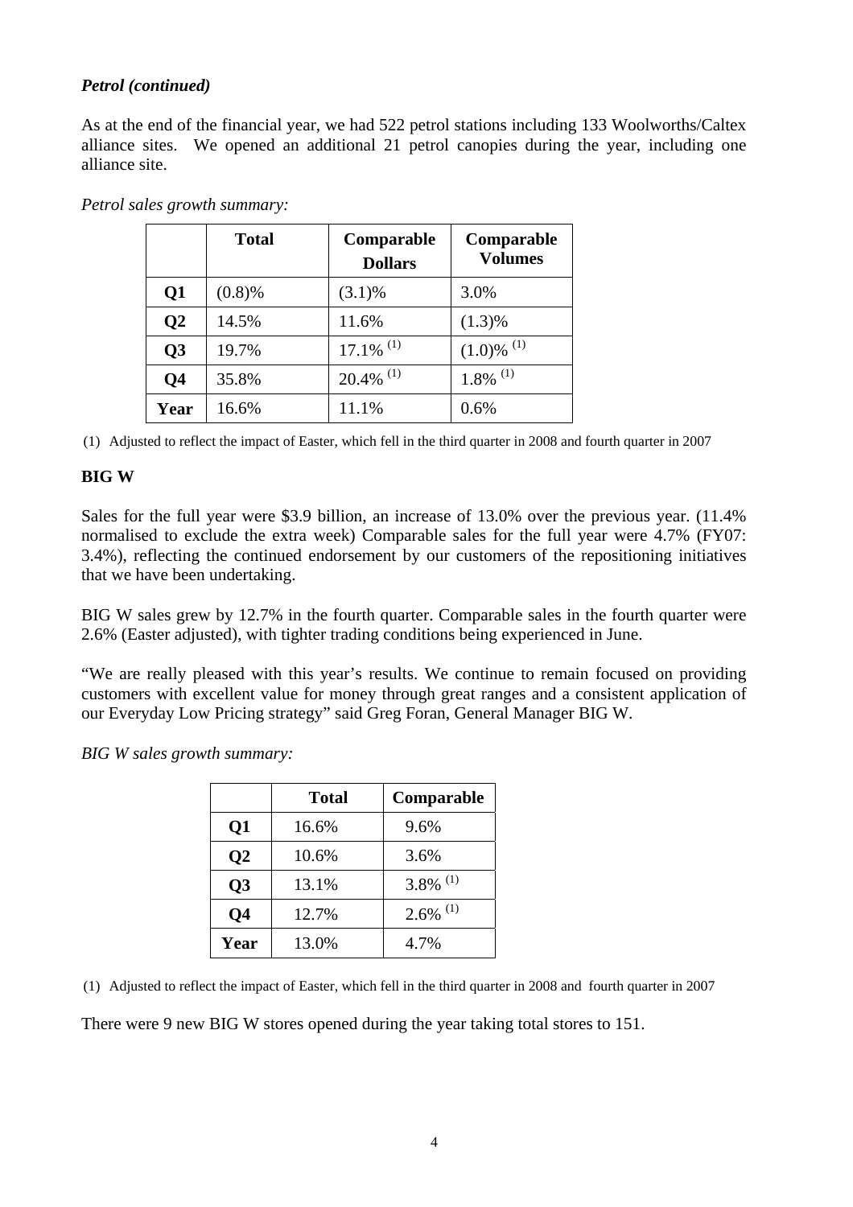### *Petrol (continued)*

As at the end of the financial year, we had 522 petrol stations including 133 Woolworths/Caltex alliance sites. We opened an additional 21 petrol canopies during the year, including one alliance site.

*Petrol sales growth summary:*

| | Total | Comparable Dollars | Comparable Volumes |
|---|---|---|---|
| **Q1** | (0.8)% | (3.1)% | 3.0% |
| **Q2** | 14.5% | 11.6% | (1.3)% |
| **Q3** | 19.7% | 17.1% (1) | (1.0)% (1) |
| **Q4** | 35.8% | 20.4% (1) | 1.8% (1) |
| **Year** | 16.6% | 11.1% | 0.6% |

(1) Adjusted to reflect the impact of Easter, which fell in the third quarter in 2008 and fourth quarter in 2007

### BIG W

Sales for the full year were \$3.9 billion, an increase of 13.0% over the previous year. (11.4% normalised to exclude the extra week) Comparable sales for the full year were 4.7% (FY07: 3.4%), reflecting the continued endorsement by our customers of the repositioning initiatives that we have been undertaking.

BIG W sales grew by 12.7% in the fourth quarter. Comparable sales in the fourth quarter were 2.6% (Easter adjusted), with tighter trading conditions being experienced in June.

"We are really pleased with this year's results. We continue to remain focused on providing customers with excellent value for money through great ranges and a consistent application of our Everyday Low Pricing strategy" said Greg Foran, General Manager BIG W.

*BIG W sales growth summary:*

| | Total | Comparable |
|---|---|---|
| **Q1** | 16.6% | 9.6% |
| **Q2** | 10.6% | 3.6% |
| **Q3** | 13.1% | 3.8% (1) |
| **Q4** | 12.7% | 2.6% (1) |
| **Year** | 13.0% | 4.7% |

(1) Adjusted to reflect the impact of Easter, which fell in the third quarter in 2008 and fourth quarter in 2007

There were 9 new BIG W stores opened during the year taking total stores to 151.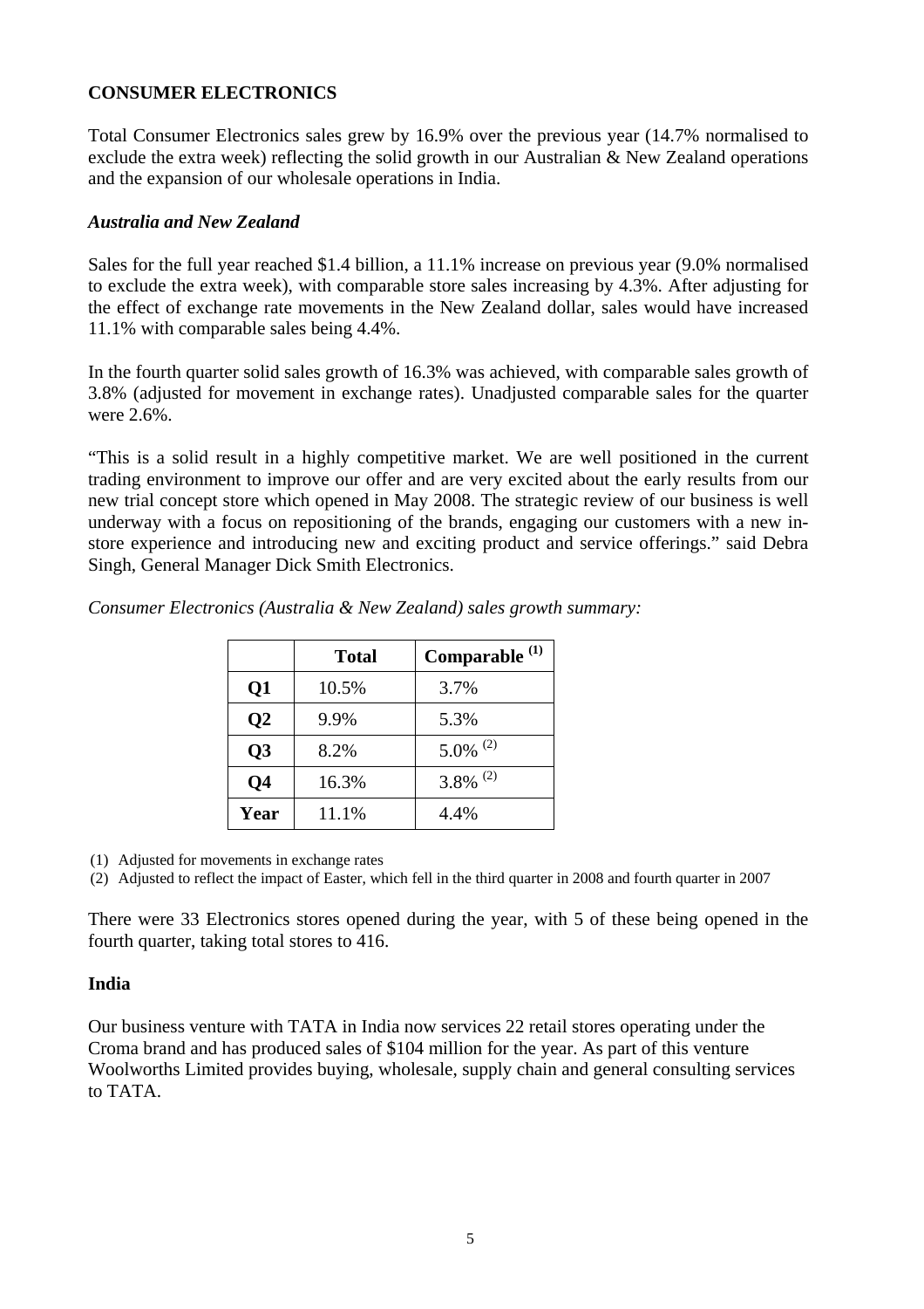## CONSUMER ELECTRONICS

Total Consumer Electronics sales grew by 16.9% over the previous year (14.7% normalised to exclude the extra week) reflecting the solid growth in our Australian & New Zealand operations and the expansion of our wholesale operations in India.

### *Australia and New Zealand*

Sales for the full year reached $1.4 billion, a 11.1% increase on previous year (9.0% normalised to exclude the extra week), with comparable store sales increasing by 4.3%. After adjusting for the effect of exchange rate movements in the New Zealand dollar, sales would have increased 11.1% with comparable sales being 4.4%.

In the fourth quarter solid sales growth of 16.3% was achieved, with comparable sales growth of 3.8% (adjusted for movement in exchange rates). Unadjusted comparable sales for the quarter were 2.6%.

"This is a solid result in a highly competitive market. We are well positioned in the current trading environment to improve our offer and are very excited about the early results from our new trial concept store which opened in May 2008. The strategic review of our business is well underway with a focus on repositioning of the brands, engaging our customers with a new in-store experience and introducing new and exciting product and service offerings." said Debra Singh, General Manager Dick Smith Electronics.

*Consumer Electronics (Australia & New Zealand) sales growth summary:*

| | Total | Comparable (1) |
|---|---|---|
| **Q1** | 10.5% | 3.7% |
| **Q2** | 9.9% | 5.3% |
| **Q3** | 8.2% | 5.0% (2) |
| **Q4** | 16.3% | 3.8% (2) |
| **Year** | 11.1% | 4.4% |

(1) Adjusted for movements in exchange rates
(2) Adjusted to reflect the impact of Easter, which fell in the third quarter in 2008 and fourth quarter in 2007

There were 33 Electronics stores opened during the year, with 5 of these being opened in the fourth quarter, taking total stores to 416.

### India

Our business venture with TATA in India now services 22 retail stores operating under the Croma brand and has produced sales of $104 million for the year. As part of this venture Woolworths Limited provides buying, wholesale, supply chain and general consulting services to TATA.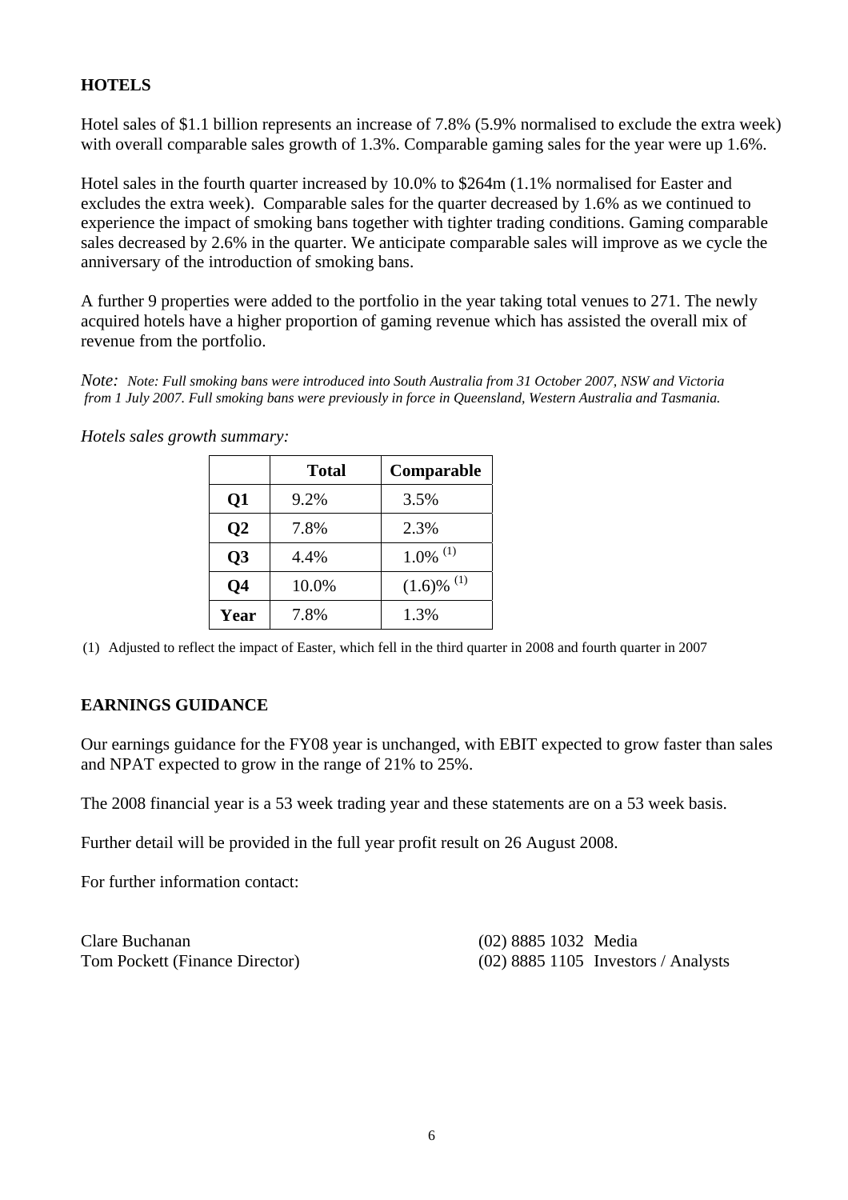## HOTELS

Hotel sales of $1.1 billion represents an increase of 7.8% (5.9% normalised to exclude the extra week) with overall comparable sales growth of 1.3%. Comparable gaming sales for the year were up 1.6%.

Hotel sales in the fourth quarter increased by 10.0% to $264m (1.1% normalised for Easter and excludes the extra week). Comparable sales for the quarter decreased by 1.6% as we continued to experience the impact of smoking bans together with tighter trading conditions. Gaming comparable sales decreased by 2.6% in the quarter. We anticipate comparable sales will improve as we cycle the anniversary of the introduction of smoking bans.

A further 9 properties were added to the portfolio in the year taking total venues to 271. The newly acquired hotels have a higher proportion of gaming revenue which has assisted the overall mix of revenue from the portfolio.

*Note: Note: Full smoking bans were introduced into South Australia from 31 October 2007, NSW and Victoria from 1 July 2007. Full smoking bans were previously in force in Queensland, Western Australia and Tasmania.*

*Hotels sales growth summary:*

| | Total | Comparable |
|---|---|---|
| **Q1** | 9.2% | 3.5% |
| **Q2** | 7.8% | 2.3% |
| **Q3** | 4.4% | 1.0% (1) |
| **Q4** | 10.0% | (1.6)% (1) |
| **Year** | 7.8% | 1.3% |

(1) Adjusted to reflect the impact of Easter, which fell in the third quarter in 2008 and fourth quarter in 2007

## EARNINGS GUIDANCE

Our earnings guidance for the FY08 year is unchanged, with EBIT expected to grow faster than sales and NPAT expected to grow in the range of 21% to 25%.

The 2008 financial year is a 53 week trading year and these statements are on a 53 week basis.

Further detail will be provided in the full year profit result on 26 August 2008.

For further information contact:

Clare Buchanan (02) 8885 1032 Media
Tom Pockett (Finance Director) (02) 8885 1105 Investors / Analysts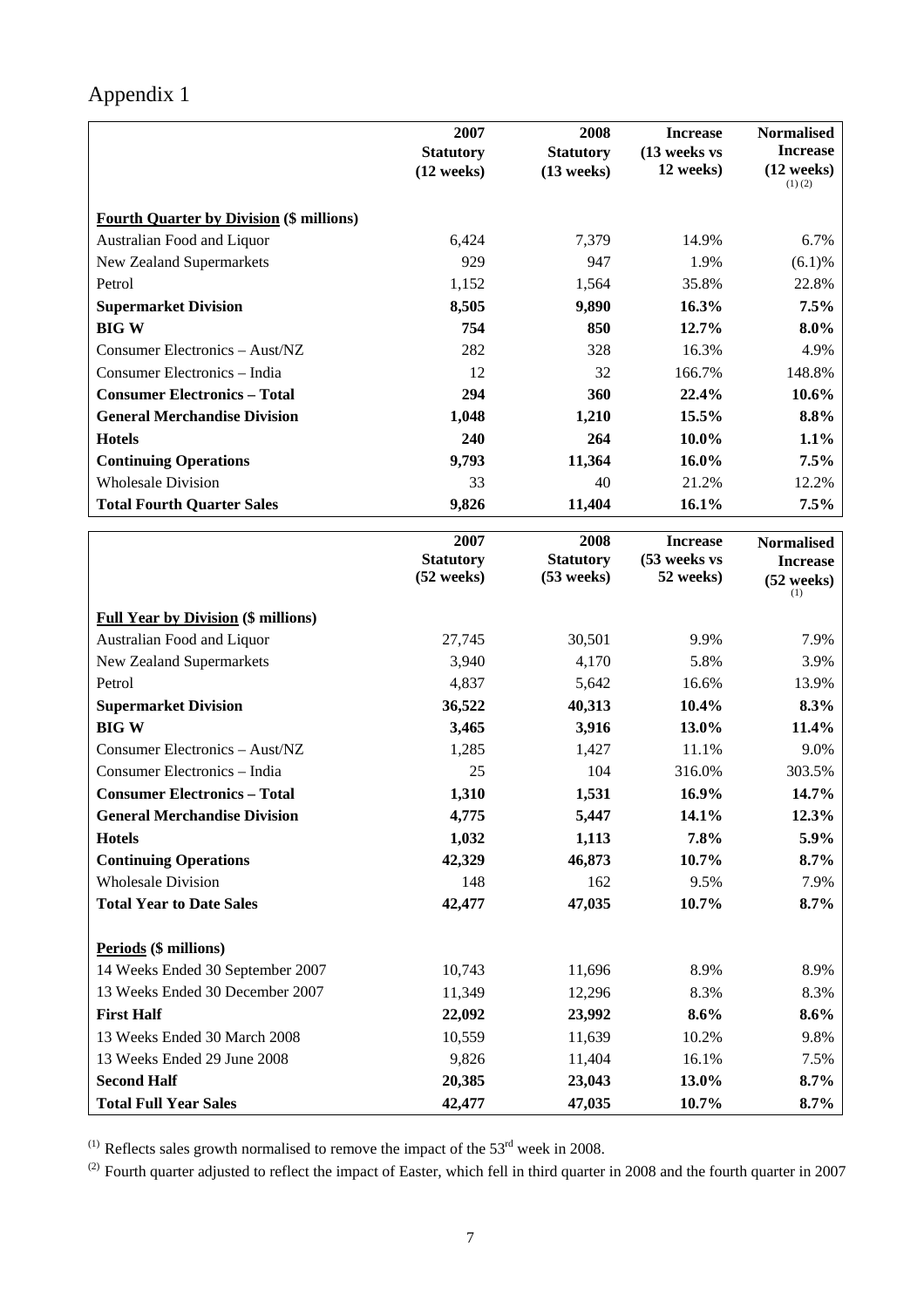# Appendix 1

| | 2007 Statutory (12 weeks) | 2008 Statutory (13 weeks) | Increase (13 weeks vs 12 weeks) | Normalised Increase (12 weeks) (1) (2) |
|---|---|---|---|---|
| **Fourth Quarter by Division ($ millions)** | | | | |
| Australian Food and Liquor | 6,424 | 7,379 | 14.9% | 6.7% |
| New Zealand Supermarkets | 929 | 947 | 1.9% | (6.1)% |
| Petrol | 1,152 | 1,564 | 35.8% | 22.8% |
| **Supermarket Division** | **8,505** | **9,890** | **16.3%** | **7.5%** |
| **BIG W** | **754** | **850** | **12.7%** | **8.0%** |
| Consumer Electronics – Aust/NZ | 282 | 328 | 16.3% | 4.9% |
| Consumer Electronics – India | 12 | 32 | 166.7% | 148.8% |
| **Consumer Electronics – Total** | **294** | **360** | **22.4%** | **10.6%** |
| **General Merchandise Division** | **1,048** | **1,210** | **15.5%** | **8.8%** |
| **Hotels** | **240** | **264** | **10.0%** | **1.1%** |
| **Continuing Operations** | **9,793** | **11,364** | **16.0%** | **7.5%** |
| Wholesale Division | 33 | 40 | 21.2% | 12.2% |
| **Total Fourth Quarter Sales** | **9,826** | **11,404** | **16.1%** | **7.5%** |

| | 2007 Statutory (52 weeks) | 2008 Statutory (53 weeks) | Increase (53 weeks vs 52 weeks) | Normalised Increase (52 weeks) (1) |
|---|---|---|---|---|
| **Full Year by Division ($ millions)** | | | | |
| Australian Food and Liquor | 27,745 | 30,501 | 9.9% | 7.9% |
| New Zealand Supermarkets | 3,940 | 4,170 | 5.8% | 3.9% |
| Petrol | 4,837 | 5,642 | 16.6% | 13.9% |
| **Supermarket Division** | **36,522** | **40,313** | **10.4%** | **8.3%** |
| **BIG W** | **3,465** | **3,916** | **13.0%** | **11.4%** |
| Consumer Electronics – Aust/NZ | 1,285 | 1,427 | 11.1% | 9.0% |
| Consumer Electronics – India | 25 | 104 | 316.0% | 303.5% |
| **Consumer Electronics – Total** | **1,310** | **1,531** | **16.9%** | **14.7%** |
| **General Merchandise Division** | **4,775** | **5,447** | **14.1%** | **12.3%** |
| **Hotels** | **1,032** | **1,113** | **7.8%** | **5.9%** |
| **Continuing Operations** | **42,329** | **46,873** | **10.7%** | **8.7%** |
| Wholesale Division | 148 | 162 | 9.5% | 7.9% |
| **Total Year to Date Sales** | **42,477** | **47,035** | **10.7%** | **8.7%** |
| **Periods ($ millions)** | | | | |
| 14 Weeks Ended 30 September 2007 | 10,743 | 11,696 | 8.9% | 8.9% |
| 13 Weeks Ended 30 December 2007 | 11,349 | 12,296 | 8.3% | 8.3% |
| **First Half** | **22,092** | **23,992** | **8.6%** | **8.6%** |
| 13 Weeks Ended 30 March 2008 | 10,559 | 11,639 | 10.2% | 9.8% |
| 13 Weeks Ended 29 June 2008 | 9,826 | 11,404 | 16.1% | 7.5% |
| **Second Half** | **20,385** | **23,043** | **13.0%** | **8.7%** |
| **Total Full Year Sales** | **42,477** | **47,035** | **10.7%** | **8.7%** |

(1) Reflects sales growth normalised to remove the impact of the 53rd week in 2008.

(2) Fourth quarter adjusted to reflect the impact of Easter, which fell in third quarter in 2008 and the fourth quarter in 2007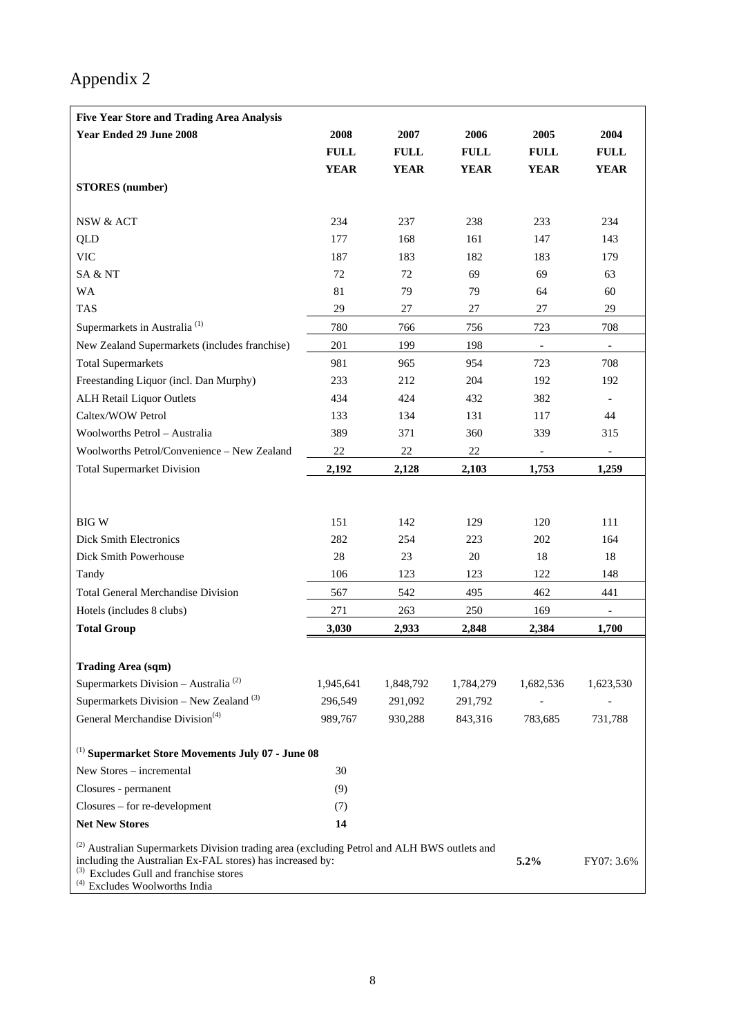# Appendix 2

| Five Year Store and Trading Area Analysis | | | | | |
|---|---|---|---|---|---|
| **Year Ended 29 June 2008** | **2008 FULL YEAR** | **2007 FULL YEAR** | **2006 FULL YEAR** | **2005 FULL YEAR** | **2004 FULL YEAR** |
| **STORES (number)** | | | | | |
| NSW & ACT | 234 | 237 | 238 | 233 | 234 |
| QLD | 177 | 168 | 161 | 147 | 143 |
| VIC | 187 | 183 | 182 | 183 | 179 |
| SA & NT | 72 | 72 | 69 | 69 | 63 |
| WA | 81 | 79 | 79 | 64 | 60 |
| TAS | 29 | 27 | 27 | 27 | 29 |
| Supermarkets in Australia [1] | 780 | 766 | 756 | 723 | 708 |
| New Zealand Supermarkets (includes franchise) | 201 | 199 | 198 | - | - |
| Total Supermarkets | 981 | 965 | 954 | 723 | 708 |
| Freestanding Liquor (incl. Dan Murphy) | 233 | 212 | 204 | 192 | 192 |
| ALH Retail Liquor Outlets | 434 | 424 | 432 | 382 | - |
| Caltex/WOW Petrol | 133 | 134 | 131 | 117 | 44 |
| Woolworths Petrol – Australia | 389 | 371 | 360 | 339 | 315 |
| Woolworths Petrol/Convenience – New Zealand | 22 | 22 | 22 | - | - |
| Total Supermarket Division | **2,192** | **2,128** | **2,103** | **1,753** | **1,259** |
| | | | | | |
| BIG W | 151 | 142 | 129 | 120 | 111 |
| Dick Smith Electronics | 282 | 254 | 223 | 202 | 164 |
| Dick Smith Powerhouse | 28 | 23 | 20 | 18 | 18 |
| Tandy | 106 | 123 | 123 | 122 | 148 |
| Total General Merchandise Division | 567 | 542 | 495 | 462 | 441 |
| Hotels (includes 8 clubs) | 271 | 263 | 250 | 169 | - |
| **Total Group** | **3,030** | **2,933** | **2,848** | **2,384** | **1,700** |
| | | | | | |
| **Trading Area (sqm)** | | | | | |
| Supermarkets Division – Australia [2] | 1,945,641 | 1,848,792 | 1,784,279 | 1,682,536 | 1,623,530 |
| Supermarkets Division – New Zealand [3] | 296,549 | 291,092 | 291,792 | - | - |
| General Merchandise Division[4] | 989,767 | 930,288 | 843,316 | 783,685 | 731,788 |
| | | | | | |
| **[1] Supermarket Store Movements July 07 - June 08** | | | | | |
| New Stores – incremental | 30 | | | | |
| Closures - permanent | (9) | | | | |
| Closures – for re-development | (7) | | | | |
| **Net New Stores** | **14** | | | | |

[2] Australian Supermarkets Division trading area (excluding Petrol and ALH BWS outlets and including the Australian Ex-FAL stores) has increased by: **5.2%** FY07: 3.6%

[3] Excludes Gull and franchise stores

[4] Excludes Woolworths India